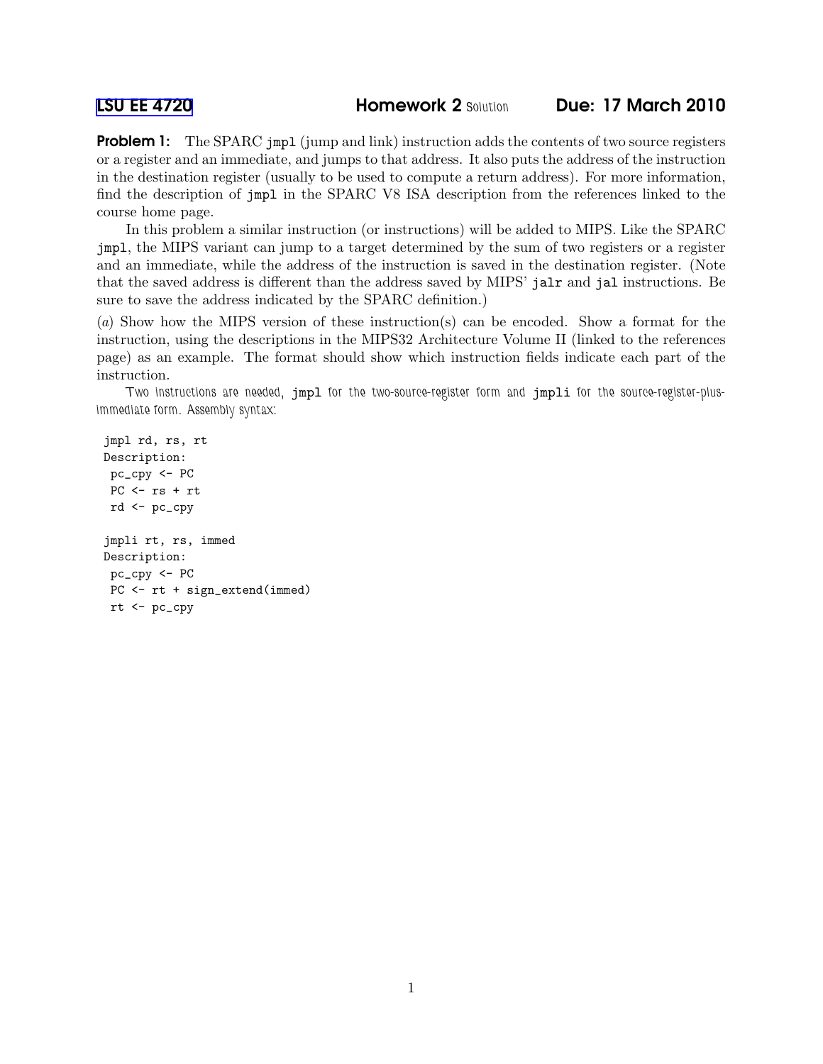# LSU EE 4720 — Homework 2 Solution — Due: 17 March 2010

**Problem 1:** The SPARC `jmpl` (jump and link) instruction adds the contents of two source registers or a register and an immediate, and jumps to that address. It also puts the address of the instruction in the destination register (usually to be used to compute a return address). For more information, find the description of `jmpl` in the SPARC V8 ISA description from the references linked to the course home page.

In this problem a similar instruction (or instructions) will be added to MIPS. Like the SPARC `jmpl`, the MIPS variant can jump to a target determined by the sum of two registers or a register and an immediate, while the address of the instruction is saved in the destination register. (Note that the saved address is different than the address saved by MIPS' `jalr` and `jal` instructions. Be sure to save the address indicated by the SPARC definition.)

(*a*) Show how the MIPS version of these instruction(s) can be encoded. Show a format for the instruction, using the descriptions in the MIPS32 Architecture Volume II (linked to the references page) as an example. The format should show which instruction fields indicate each part of the instruction.

Two instructions are needed, `jmpl` for the two-source-register form and `jmpli` for the source-register-plus-immediate form. Assembly syntax:

```
jmpl rd, rs, rt
Description:
 pc_cpy <- PC
 PC <- rs + rt
 rd <- pc_cpy

jmpli rt, rs, immed
Description:
 pc_cpy <- PC
 PC <- rt + sign_extend(immed)
 rt <- pc_cpy
```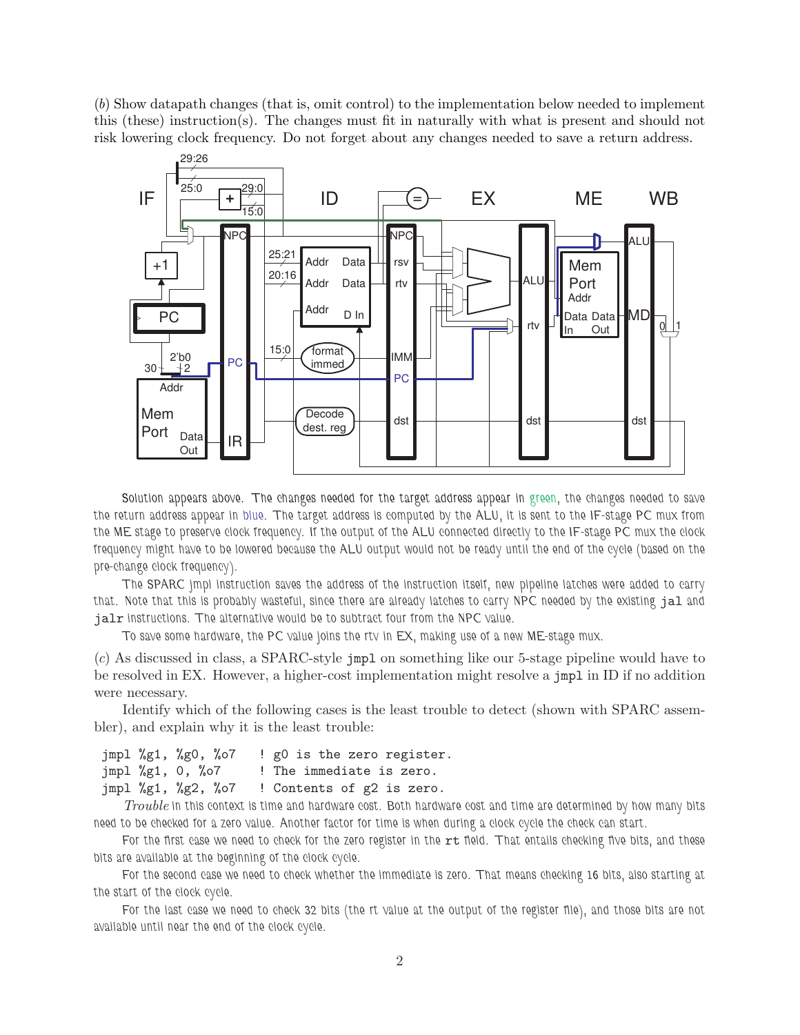(*b*) Show datapath changes (that is, omit control) to the implementation below needed to implement this (these) instruction(s). The changes must fit in naturally with what is present and should not risk lowering clock frequency. Do not forget about any changes needed to save a return address.

Solution appears above. The changes needed for the target address appear in green, the changes needed to save the return address appear in blue. The target address is computed by the ALU, it is sent to the IF-stage PC mux from the ME stage to preserve clock frequency. If the output of the ALU connected directly to the IF-stage PC mux the clock frequency might have to be lowered because the ALU output would not be ready until the end of the cycle (based on the pre-change clock frequency).

The SPARC jmpl instruction saves the address of the instruction itself, new pipeline latches were added to carry that. Note that this is probably wasteful, since there are already latches to carry NPC needed by the existing `jal` and `jalr` instructions. The alternative would be to subtract four from the NPC value.

To save some hardware, the PC value joins the rtv in EX, making use of a new ME-stage mux.

(*c*) As discussed in class, a SPARC-style `jmpl` on something like our 5-stage pipeline would have to be resolved in EX. However, a higher-cost implementation might resolve a `jmpl` in ID if no addition were necessary.

Identify which of the following cases is the least trouble to detect (shown with SPARC assembler), and explain why it is the least trouble:

```
jmpl %g1, %g0, %o7   ! g0 is the zero register.
jmpl %g1, 0, %o7     ! The immediate is zero.
jmpl %g1, %g2, %o7   ! Contents of g2 is zero.
```

*Trouble* in this context is time and hardware cost. Both hardware cost and time are determined by how many bits need to be checked for a zero value. Another factor for time is when during a clock cycle the check can start.

For the first case we need to check for the zero register in the `rt` field. That entails checking five bits, and these bits are available at the beginning of the clock cycle.

For the second case we need to check whether the immediate is zero. That means checking 16 bits, also starting at the start of the clock cycle.

For the last case we need to check 32 bits (the rt value at the output of the register file), and those bits are not available until near the end of the clock cycle.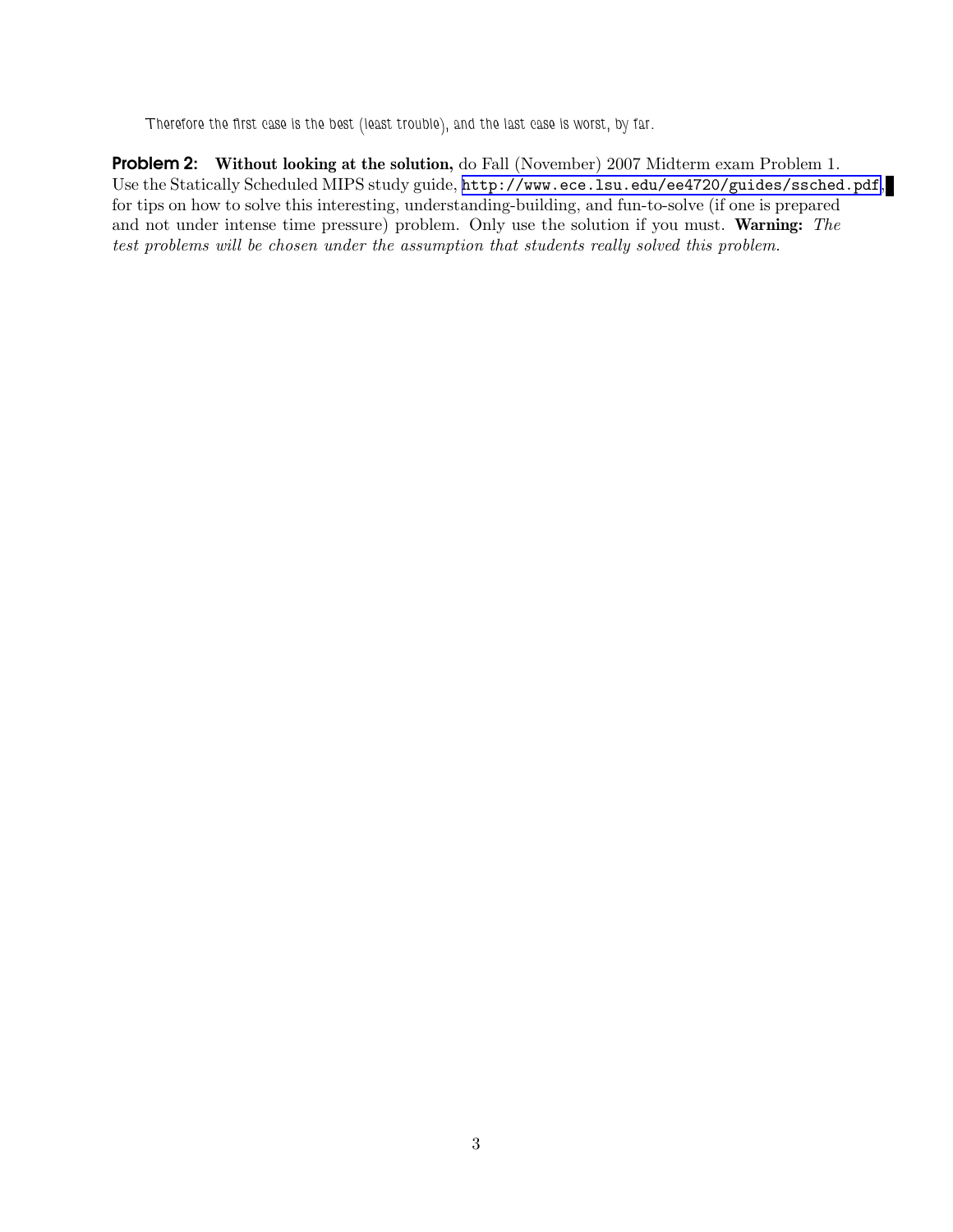*Therefore the first case is the best (least trouble), and the last case is worst, by far.*

**Problem 2:** **Without looking at the solution,** do Fall (November) 2007 Midterm exam Problem 1. Use the Statically Scheduled MIPS study guide, `http://www.ece.lsu.edu/ee4720/guides/ssched.pdf`, for tips on how to solve this interesting, understanding-building, and fun-to-solve (if one is prepared and not under intense time pressure) problem. Only use the solution if you must. **Warning:** *The test problems will be chosen under the assumption that students really solved this problem.*